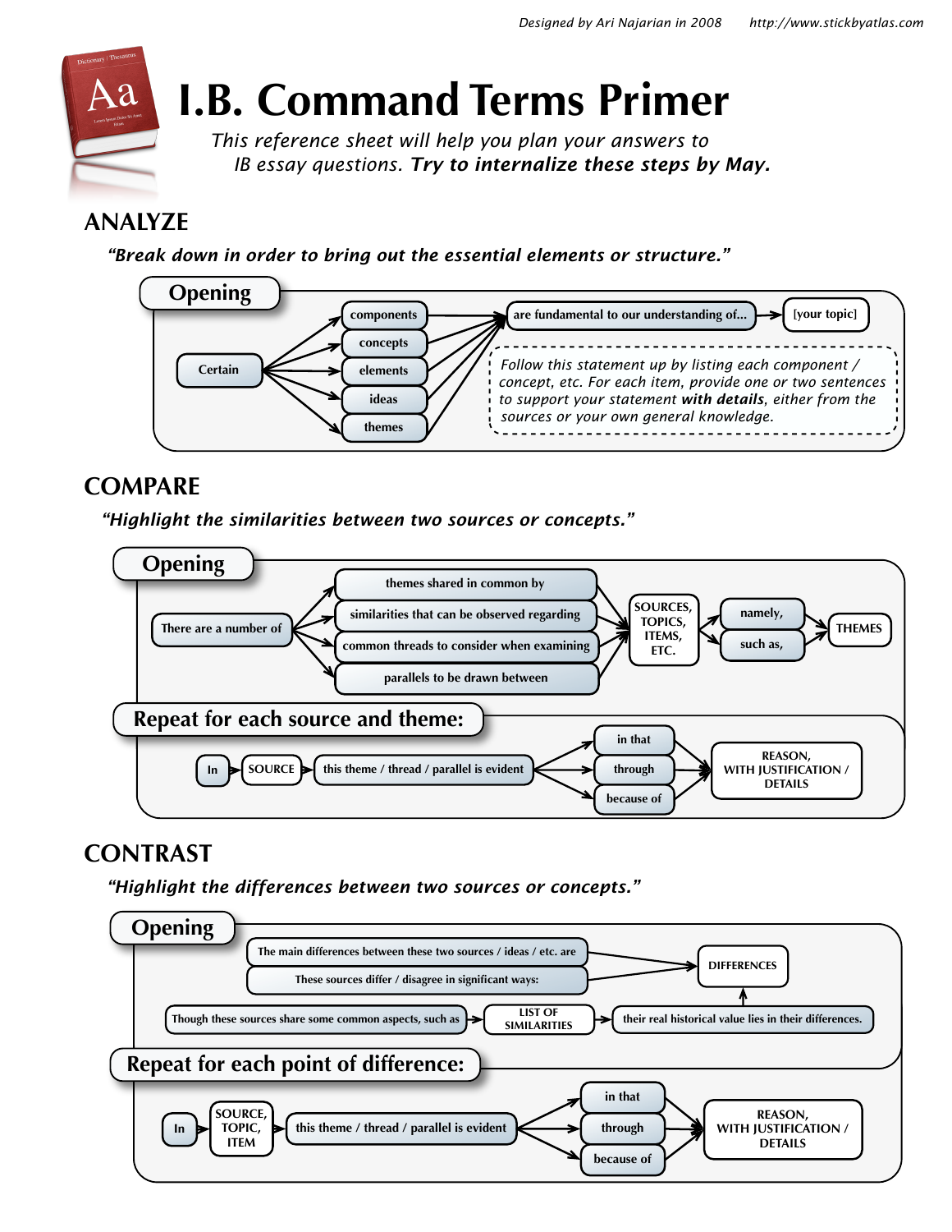Designed by Ari Najarian in 2008 http://www.stickbyatlas.com

# I.B. Command Terms Primer

*This reference sheet will help you plan your answers to IB essay questions.* ***Try to internalize these steps by May.***

## ANALYZE

***"Break down in order to bring out the essential elements or structure."***

### Opening

Certain → components / concepts / elements / ideas / themes → are fundamental to our understanding of... → [your topic]

*Follow this statement up by listing each component / concept, etc. For each item, provide one or two sentences to support your statement* ***with details****, either from the sources or your own general knowledge.*

## COMPARE

***"Highlight the similarities between two sources or concepts."***

### Opening

There are a number of → themes shared in common by / similarities that can be observed regarding / common threads to consider when examining / parallels to be drawn between → SOURCES, TOPICS, ITEMS, ETC. → namely, / such as, → THEMES

### Repeat for each source and theme:

In → SOURCE → this theme / thread / parallel is evident → in that / through / because of → REASON, WITH JUSTIFICATION / DETAILS

## CONTRAST

***"Highlight the differences between two sources or concepts."***

### Opening

The main differences between these two sources / ideas / etc. are → DIFFERENCES

These sources differ / disagree in significant ways: → DIFFERENCES

Though these sources share some common aspects, such as → LIST OF SIMILARITIES → their real historical value lies in their differences. → DIFFERENCES

### Repeat for each point of difference:

In → SOURCE, TOPIC, ITEM → this theme / thread / parallel is evident → in that / through / because of → REASON, WITH JUSTIFICATION / DETAILS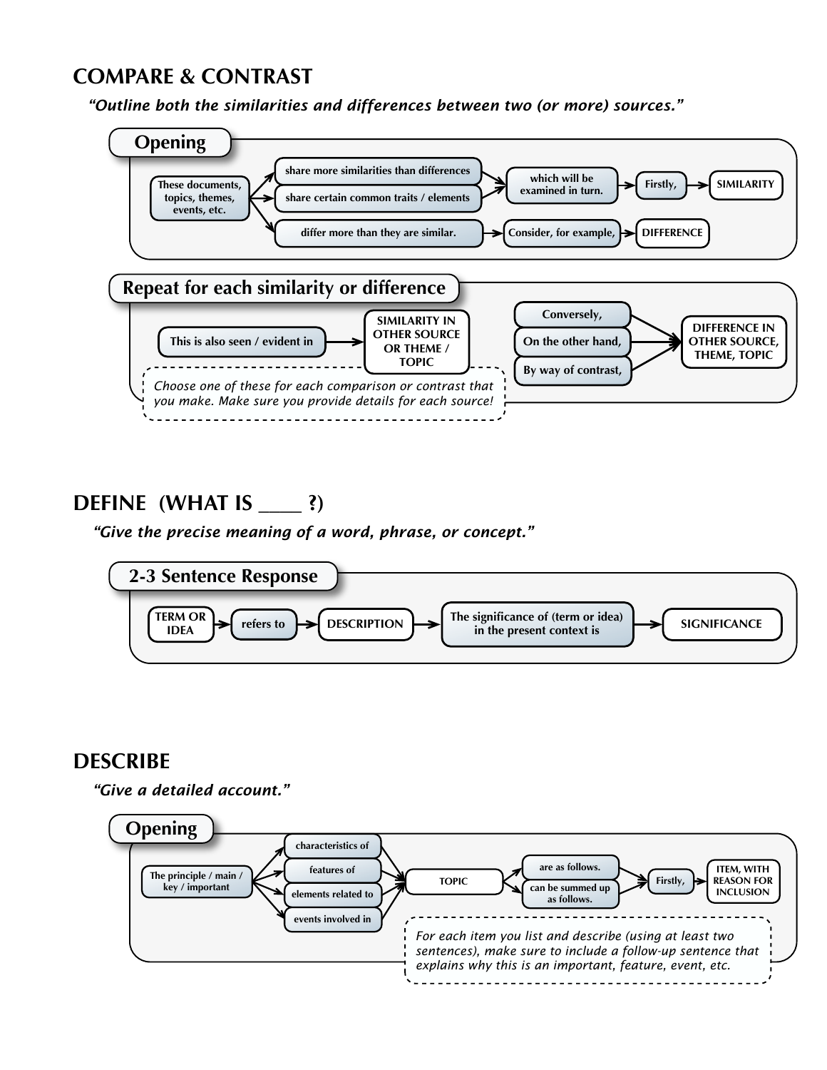## COMPARE & CONTRAST

*"Outline both the similarities and differences between two (or more) sources."*

### Opening

- **These documents, topics, themes, events, etc.**
  - → share more similarities than differences → which will be examined in turn. → Firstly, → SIMILARITY
  - → share certain common traits / elements → which will be examined in turn. → Firstly, → SIMILARITY
  - → differ more than they are similar. → Consider, for example, → DIFFERENCE

### Repeat for each similarity or difference

- This is also seen / evident in → SIMILARITY IN OTHER SOURCE OR THEME / TOPIC
- Conversely, / On the other hand, / By way of contrast, → DIFFERENCE IN OTHER SOURCE, THEME, TOPIC

*Choose one of these for each comparison or contrast that you make. Make sure you provide details for each source!*

## DEFINE (WHAT IS ____ ?)

*"Give the precise meaning of a word, phrase, or concept."*

### 2-3 Sentence Response

TERM OR IDEA → refers to → DESCRIPTION → The significance of (term or idea) in the present context is → SIGNIFICANCE

## DESCRIBE

*"Give a detailed account."*

### Opening

- **The principle / main / key / important**
  - → characteristics of / features of / elements related to / events involved in
  - → TOPIC
  - → are as follows. / can be summed up as follows.
  - → Firstly, → ITEM, WITH REASON FOR INCLUSION

*For each item you list and describe (using at least two sentences), make sure to include a follow-up sentence that explains why this is an important, feature, event, etc.*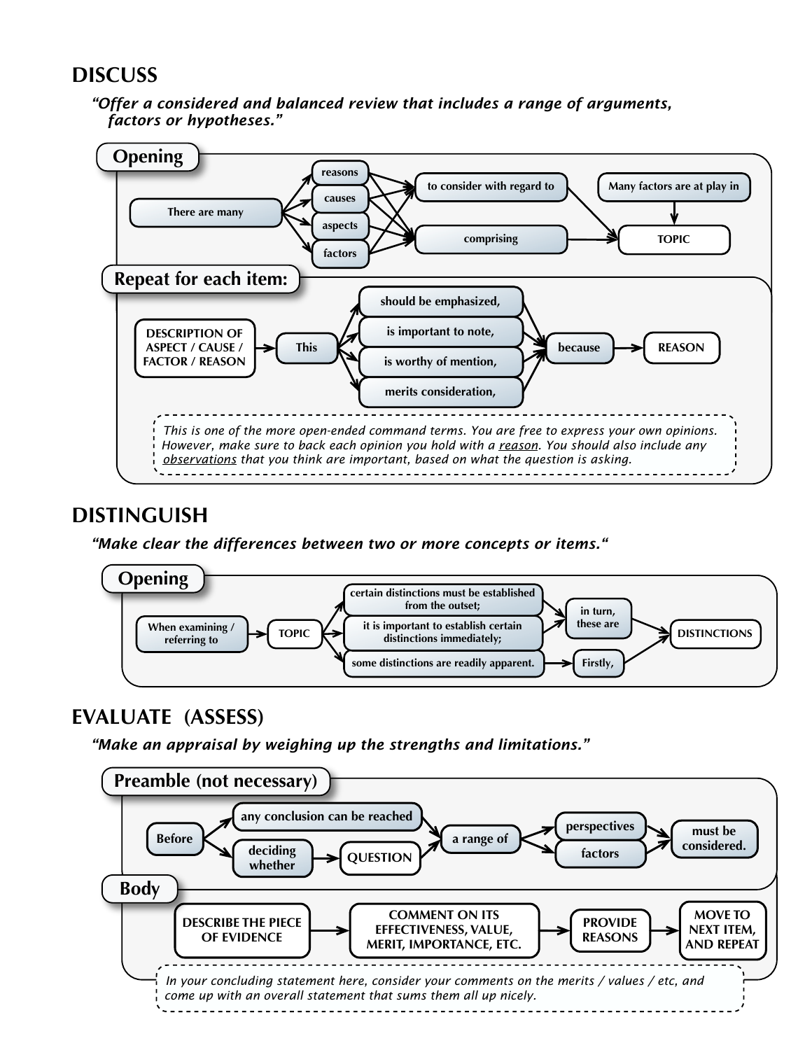## DISCUSS

*"Offer a considered and balanced review that includes a range of arguments, factors or hypotheses."*

### Opening

There are many → reasons / causes / aspects / factors → to consider with regard to / comprising → TOPIC

Many factors are at play in → TOPIC

### Repeat for each item:

DESCRIPTION OF ASPECT / CAUSE / FACTOR / REASON → This → should be emphasized, / is important to note, / is worthy of mention, / merits consideration, → because → REASON

*This is one of the more open-ended command terms. You are free to express your own opinions. However, make sure to back each opinion you hold with a reason. You should also include any observations that you think are important, based on what the question is asking.*

## DISTINGUISH

*"Make clear the differences between two or more concepts or items."*

### Opening

When examining / referring to → TOPIC → certain distinctions must be established from the outset; / it is important to establish certain distinctions immediately; → in turn, these are → DISTINCTIONS

When examining / referring to → TOPIC → some distinctions are readily apparent. → Firstly, → DISTINCTIONS

## EVALUATE (ASSESS)

*"Make an appraisal by weighing up the strengths and limitations."*

### Preamble (not necessary)

Before → any conclusion can be reached / deciding whether → QUESTION → a range of → perspectives / factors → must be considered.

### Body

DESCRIBE THE PIECE OF EVIDENCE → COMMENT ON ITS EFFECTIVENESS, VALUE, MERIT, IMPORTANCE, ETC. → PROVIDE REASONS → MOVE TO NEXT ITEM, AND REPEAT

*In your concluding statement here, consider your comments on the merits / values / etc, and come up with an overall statement that sums them all up nicely.*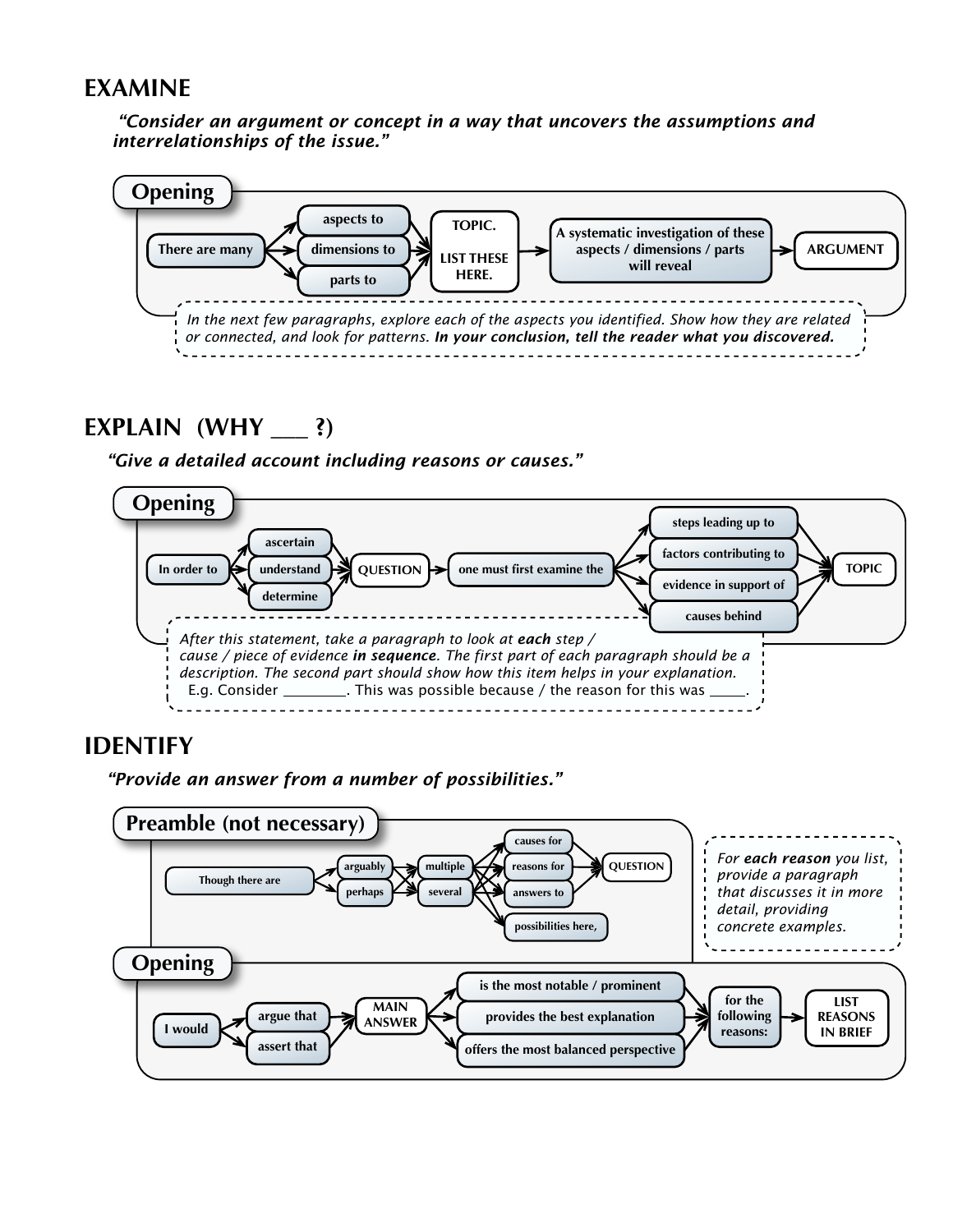## EXAMINE

*"Consider an argument or concept in a way that uncovers the assumptions and interrelationships of the issue."*

**Opening**

There are many → aspects to / dimensions to / parts to → TOPIC. LIST THESE HERE. → A systematic investigation of these aspects / dimensions / parts will reveal → ARGUMENT

*In the next few paragraphs, explore each of the aspects you identified. Show how they are related or connected, and look for patterns.* ***In your conclusion, tell the reader what you discovered.***

## EXPLAIN (WHY ___ ?)

*"Give a detailed account including reasons or causes."*

**Opening**

In order to → ascertain / understand / determine → QUESTION → one must first examine the → steps leading up to / factors contributing to / evidence in support of / causes behind → TOPIC

*After this statement, take a paragraph to look at* ***each*** *step / cause / piece of evidence* ***in sequence****. The first part of each paragraph should be a description. The second part should show how this item helps in your explanation.*
E.g. Consider ________. This was possible because / the reason for this was _____.

## IDENTIFY

*"Provide an answer from a number of possibilities."*

**Preamble (not necessary)**

Though there are → arguably / perhaps → multiple / several → causes for / reasons for / answers to / possibilities here, → QUESTION

*For* ***each reason*** *you list, provide a paragraph that discusses it in more detail, providing concrete examples.*

**Opening**

I would → argue that / assert that → MAIN ANSWER → is the most notable / prominent / provides the best explanation / offers the most balanced perspective → for the following reasons: → LIST REASONS IN BRIEF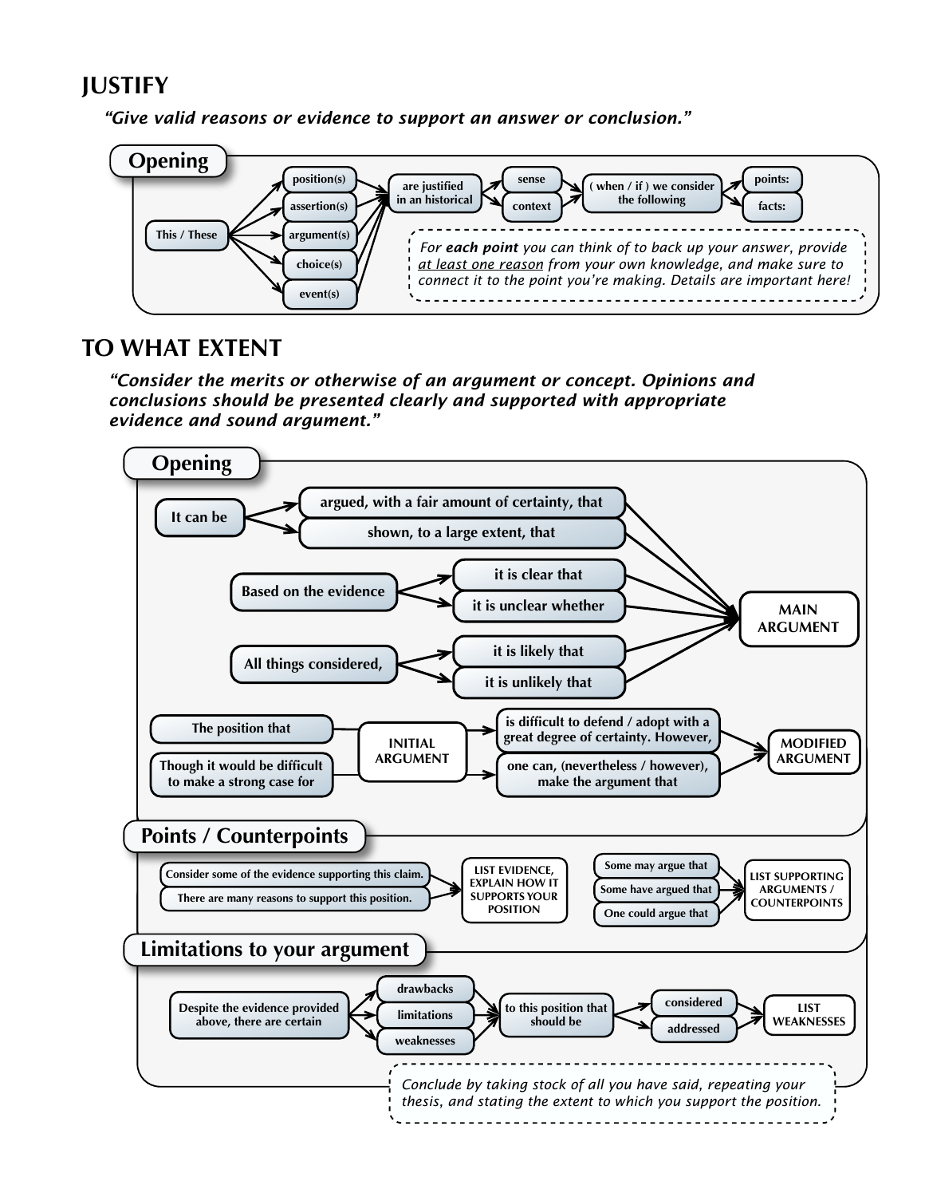# JUSTIFY

*"Give valid reasons or evidence to support an answer or conclusion."*

## Opening

This / These

position(s)

assertion(s)

argument(s)

choice(s)

event(s)

are justified in an historical

sense

context

( when / if ) we consider the following

points:

facts:

*For **each point** you can think of to back up your answer, provide at least one reason from your own knowledge, and make sure to connect it to the point you're making. Details are important here!*

# TO WHAT EXTENT

*"Consider the merits or otherwise of an argument or concept. Opinions and conclusions should be presented clearly and supported with appropriate evidence and sound argument."*

## Opening

It can be

argued, with a fair amount of certainty, that

shown, to a large extent, that

Based on the evidence

it is clear that

it is unclear whether

All things considered,

it is likely that

it is unlikely that

MAIN ARGUMENT

The position that

Though it would be difficult to make a strong case for

INITIAL ARGUMENT

is difficult to defend / adopt with a great degree of certainty. However,

one can, (nevertheless / however), make the argument that

MODIFIED ARGUMENT

## Points / Counterpoints

Consider some of the evidence supporting this claim.

There are many reasons to support this position.

LIST EVIDENCE, EXPLAIN HOW IT SUPPORTS YOUR POSITION

Some may argue that

Some have argued that

One could argue that

LIST SUPPORTING ARGUMENTS / COUNTERPOINTS

## Limitations to your argument

Despite the evidence provided above, there are certain

drawbacks

limitations

weaknesses

to this position that should be

considered

addressed

LIST WEAKNESSES

*Conclude by taking stock of all you have said, repeating your thesis, and stating the extent to which you support the position.*